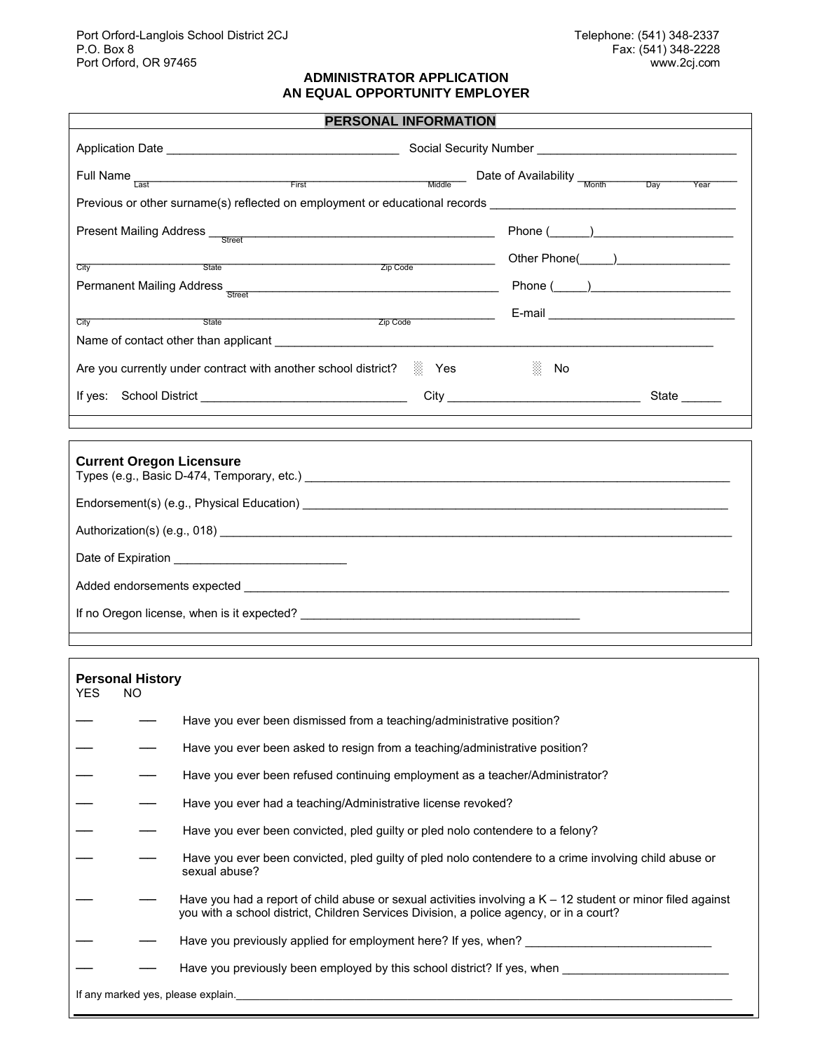Port Orford-Langlois School District 2CJ
P.O. Box 8
Port Orford, OR 97465

Telephone: (541) 348-2337
Fax: (541) 348-2228
www.2cj.com

## ADMINISTRATOR APPLICATION
## AN EQUAL OPPORTUNITY EMPLOYER

### PERSONAL INFORMATION

Application Date ___________________________________ Social Security Number ______________________________

Full Name ____________________________________________________ Date of Availability ____________________
Last First Middle Month Day Year

Previous or other surname(s) reflected on employment or educational records ______________________________________

Present Mailing Address ____________________________________________ Phone (______)_____________________
Street

______________________________________________________________ Other Phone(_____)_________________
City State Zip Code

Permanent Mailing Address __________________________________________ Phone (_____)_____________________
Street

______________________________________________________________ E-mail ____________________________
City State Zip Code

Name of contact other than applicant ___________________________________________________________________

Are you currently under contract with another school district? ☐ Yes ☐ No

If yes: School District _______________________________ City ____________________________ State ______

**Current Oregon Licensure**

Types (e.g., Basic D-474, Temporary, etc.) _________________________________________________________________

Endorsement(s) (e.g., Physical Education) _________________________________________________________________

Authorization(s) (e.g., 018) _________________________________________________________________________

Date of Expiration _________________________

Added endorsements expected ________________________________________________________________________

If no Oregon license, when is it expected? __________________________________________

**Personal History**

| YES | NO | |
|---|---|---|
| ___ | ___ | Have you ever been dismissed from a teaching/administrative position? |
| ___ | ___ | Have you ever been asked to resign from a teaching/administrative position? |
| ___ | ___ | Have you ever been refused continuing employment as a teacher/Administrator? |
| ___ | ___ | Have you ever had a teaching/Administrative license revoked? |
| ___ | ___ | Have you ever been convicted, pled guilty or pled nolo contendere to a felony? |
| ___ | ___ | Have you ever been convicted, pled guilty of pled nolo contendere to a crime involving child abuse or sexual abuse? |
| ___ | ___ | Have you had a report of child abuse or sexual activities involving a K – 12 student or minor filed against you with a school district, Children Services Division, a police agency, or in a court? |
| ___ | ___ | Have you previously applied for employment here? If yes, when? ____________________________ |
| ___ | ___ | Have you previously been employed by this school district? If yes, when _________________________ |

If any marked yes, please explain.___________________________________________________________________________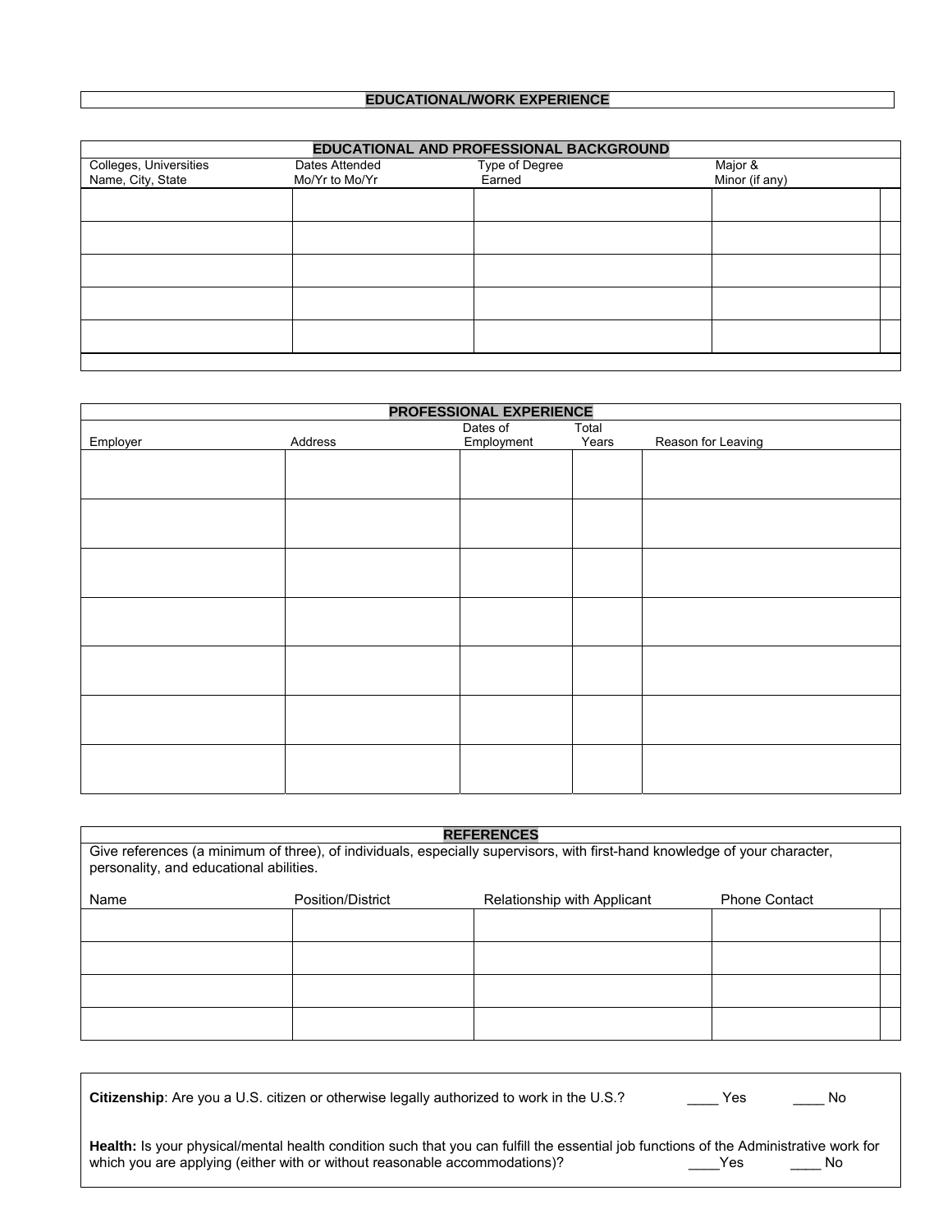## EDUCATIONAL/WORK EXPERIENCE

### EDUCATIONAL AND PROFESSIONAL BACKGROUND

| Colleges, Universities Name, City, State | Dates Attended Mo/Yr to Mo/Yr | Type of Degree Earned | Major & Minor (if any) |
|---|---|---|---|
| | | | |
| | | | |
| | | | |
| | | | |
| | | | |

### PROFESSIONAL EXPERIENCE

| Employer | Address | Dates of Employment | Total Years | Reason for Leaving |
|---|---|---|---|---|
| | | | | |
| | | | | |
| | | | | |
| | | | | |
| | | | | |
| | | | | |
| | | | | |

### REFERENCES

Give references (a minimum of three), of individuals, especially supervisors, with first-hand knowledge of your character, personality, and educational abilities.

| Name | Position/District | Relationship with Applicant | Phone Contact |
|---|---|---|---|
| | | | |
| | | | |
| | | | |
| | | | |

**Citizenship**: Are you a U.S. citizen or otherwise legally authorized to work in the U.S.? ____ Yes ____ No

**Health:** Is your physical/mental health condition such that you can fulfill the essential job functions of the Administrative work for which you are applying (either with or without reasonable accommodations)? ____Yes ____ No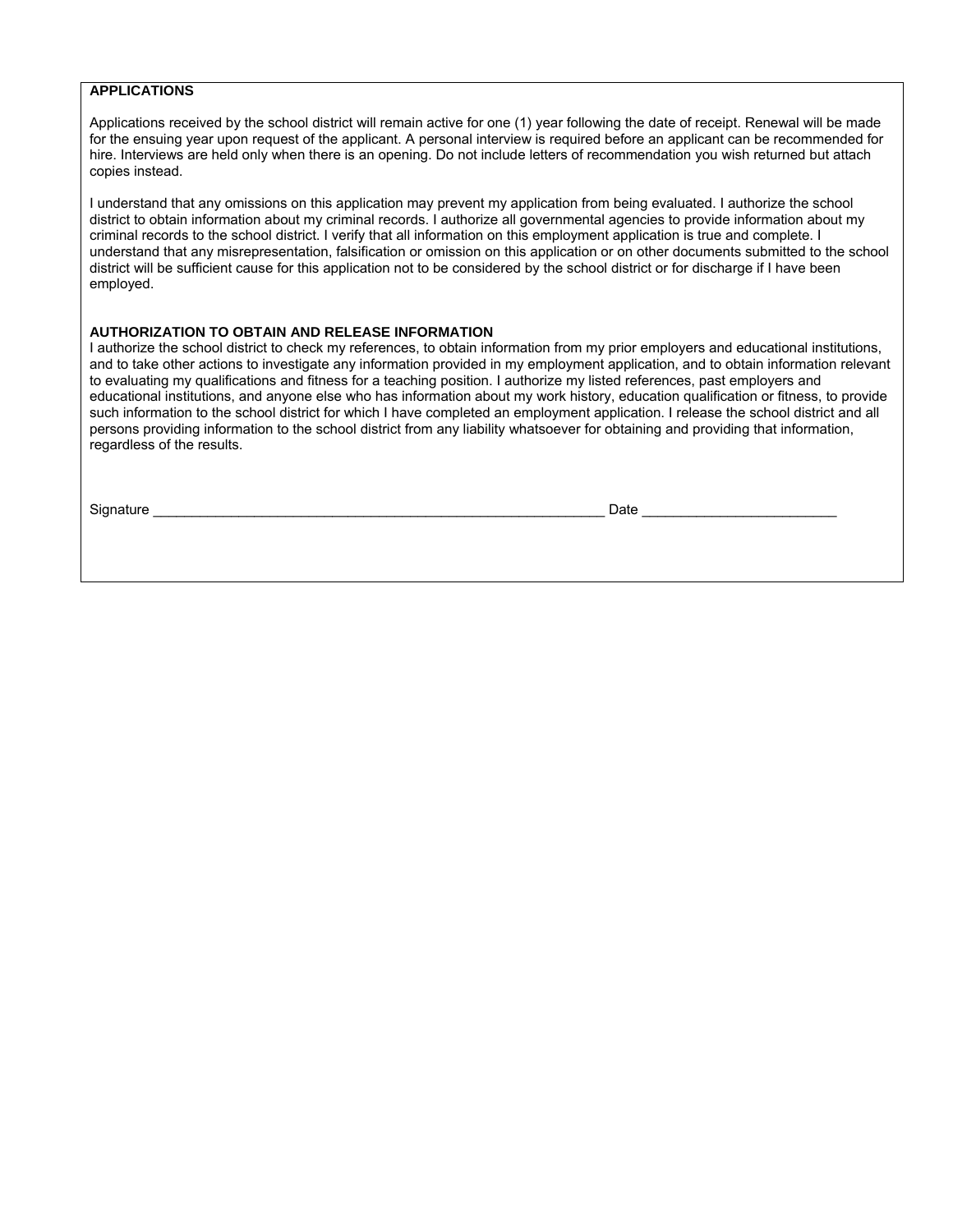**APPLICATIONS**

Applications received by the school district will remain active for one (1) year following the date of receipt. Renewal will be made for the ensuing year upon request of the applicant. A personal interview is required before an applicant can be recommended for hire. Interviews are held only when there is an opening. Do not include letters of recommendation you wish returned but attach copies instead.

I understand that any omissions on this application may prevent my application from being evaluated. I authorize the school district to obtain information about my criminal records. I authorize all governmental agencies to provide information about my criminal records to the school district. I verify that all information on this employment application is true and complete. I understand that any misrepresentation, falsification or omission on this application or on other documents submitted to the school district will be sufficient cause for this application not to be considered by the school district or for discharge if I have been employed.

**AUTHORIZATION TO OBTAIN AND RELEASE INFORMATION**

I authorize the school district to check my references, to obtain information from my prior employers and educational institutions, and to take other actions to investigate any information provided in my employment application, and to obtain information relevant to evaluating my qualifications and fitness for a teaching position. I authorize my listed references, past employers and educational institutions, and anyone else who has information about my work history, education qualification or fitness, to provide such information to the school district for which I have completed an employment application. I release the school district and all persons providing information to the school district from any liability whatsoever for obtaining and providing that information, regardless of the results.

Signature ___________________________________________________________ Date _________________________